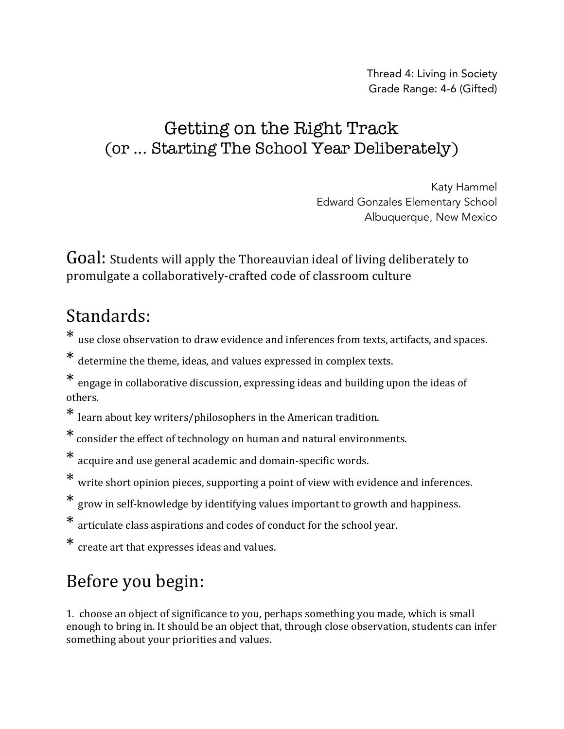Thread 4: Living in Society
Grade Range: 4-6 (Gifted)

# Getting on the Right Track
## (or ... Starting The School Year Deliberately)

Katy Hammel
Edward Gonzales Elementary School
Albuquerque, New Mexico

## Goal: Students will apply the Thoreauvian ideal of living deliberately to promulgate a collaboratively-crafted code of classroom culture

## Standards:

* use close observation to draw evidence and inferences from texts, artifacts, and spaces.
* determine the theme, ideas, and values expressed in complex texts.
* engage in collaborative discussion, expressing ideas and building upon the ideas of others.
* learn about key writers/philosophers in the American tradition.
* consider the effect of technology on human and natural environments.
* acquire and use general academic and domain-specific words.
* write short opinion pieces, supporting a point of view with evidence and inferences.
* grow in self-knowledge by identifying values important to growth and happiness.
* articulate class aspirations and codes of conduct for the school year.
* create art that expresses ideas and values.

## Before you begin:

1. choose an object of significance to you, perhaps something you made, which is small enough to bring in. It should be an object that, through close observation, students can infer something about your priorities and values.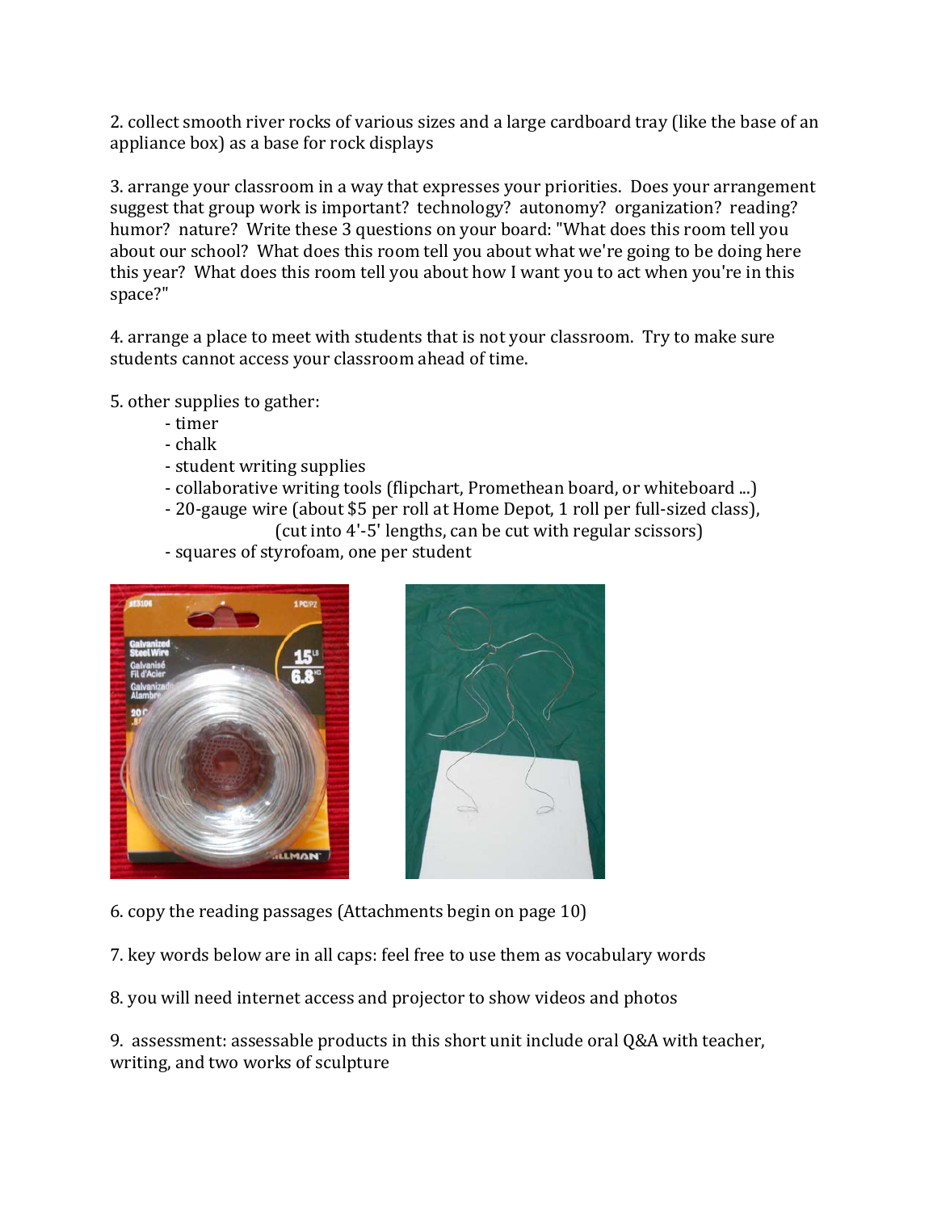2. collect smooth river rocks of various sizes and a large cardboard tray (like the base of an appliance box) as a base for rock displays

3. arrange your classroom in a way that expresses your priorities. Does your arrangement suggest that group work is important? technology? autonomy? organization? reading? humor? nature? Write these 3 questions on your board: "What does this room tell you about our school? What does this room tell you about what we're going to be doing here this year? What does this room tell you about how I want you to act when you're in this space?"

4. arrange a place to meet with students that is not your classroom. Try to make sure students cannot access your classroom ahead of time.

5. other supplies to gather:
   - timer
   - chalk
   - student writing supplies
   - collaborative writing tools (flipchart, Promethean board, or whiteboard ...)
   - 20-gauge wire (about $5 per roll at Home Depot, 1 roll per full-sized class), (cut into 4'-5' lengths, can be cut with regular scissors)
   - squares of styrofoam, one per student

6. copy the reading passages (Attachments begin on page 10)

7. key words below are in all caps: feel free to use them as vocabulary words

8. you will need internet access and projector to show videos and photos

9. assessment: assessable products in this short unit include oral Q&A with teacher, writing, and two works of sculpture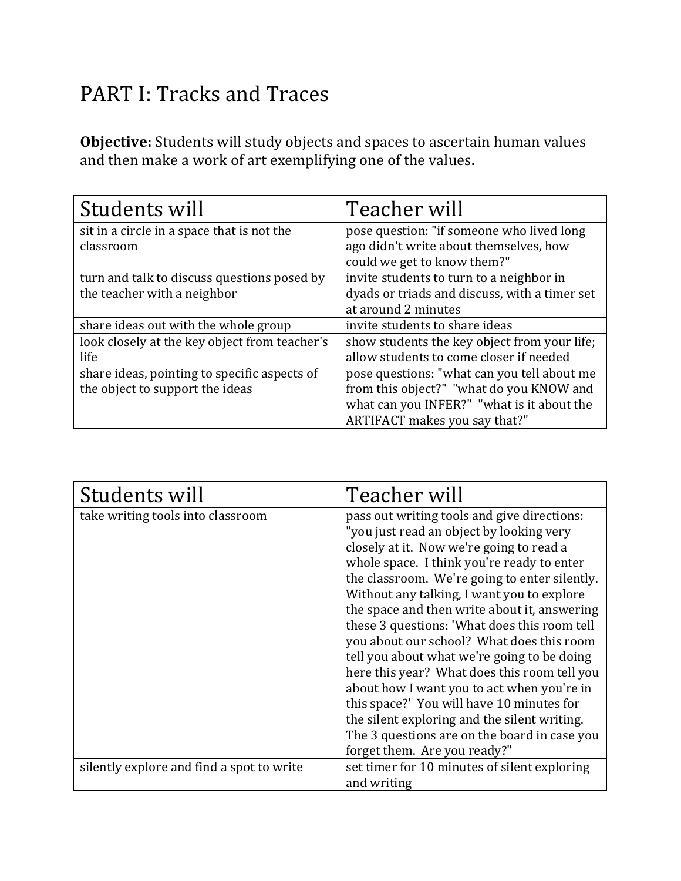# PART I: Tracks and Traces

**Objective:** Students will study objects and spaces to ascertain human values and then make a work of art exemplifying one of the values.

| Students will | Teacher will |
|---|---|
| sit in a circle in a space that is not the classroom | pose question: "if someone who lived long ago didn't write about themselves, how could we get to know them?" |
| turn and talk to discuss questions posed by the teacher with a neighbor | invite students to turn to a neighbor in dyads or triads and discuss, with a timer set at around 2 minutes |
| share ideas out with the whole group | invite students to share ideas |
| look closely at the key object from teacher's life | show students the key object from your life; allow students to come closer if needed |
| share ideas, pointing to specific aspects of the object to support the ideas | pose questions: "what can you tell about me from this object?" "what do you KNOW and what can you INFER?" "what is it about the ARTIFACT makes you say that?" |

| Students will | Teacher will |
|---|---|
| take writing tools into classroom | pass out writing tools and give directions: "you just read an object by looking very closely at it. Now we're going to read a whole space. I think you're ready to enter the classroom. We're going to enter silently. Without any talking, I want you to explore the space and then write about it, answering these 3 questions: 'What does this room tell you about our school? What does this room tell you about what we're going to be doing here this year? What does this room tell you about how I want you to act when you're in this space?' You will have 10 minutes for the silent exploring and the silent writing. The 3 questions are on the board in case you forget them. Are you ready?" |
| silently explore and find a spot to write | set timer for 10 minutes of silent exploring and writing |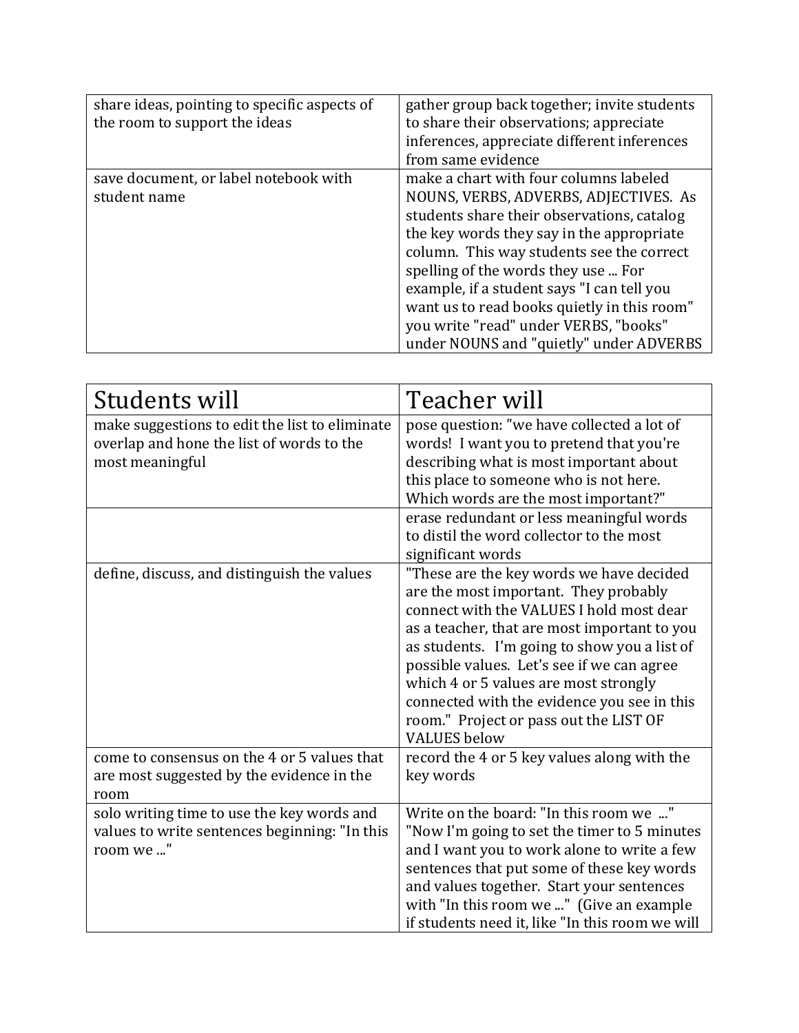| | |
|---|---|
| share ideas, pointing to specific aspects of the room to support the ideas | gather group back together; invite students to share their observations; appreciate inferences, appreciate different inferences from same evidence |
| save document, or label notebook with student name | make a chart with four columns labeled NOUNS, VERBS, ADVERBS, ADJECTIVES. As students share their observations, catalog the key words they say in the appropriate column. This way students see the correct spelling of the words they use ... For example, if a student says "I can tell you want us to read books quietly in this room" you write "read" under VERBS, "books" under NOUNS and "quietly" under ADVERBS |

| Students will | Teacher will |
|---|---|
| make suggestions to edit the list to eliminate overlap and hone the list of words to the most meaningful | pose question: "we have collected a lot of words! I want you to pretend that you're describing what is most important about this place to someone who is not here. Which words are the most important?" |
| | erase redundant or less meaningful words to distil the word collector to the most significant words |
| define, discuss, and distinguish the values | "These are the key words we have decided are the most important. They probably connect with the VALUES I hold most dear as a teacher, that are most important to you as students. I'm going to show you a list of possible values. Let's see if we can agree which 4 or 5 values are most strongly connected with the evidence you see in this room." Project or pass out the LIST OF VALUES below |
| come to consensus on the 4 or 5 values that are most suggested by the evidence in the room | record the 4 or 5 key values along with the key words |
| solo writing time to use the key words and values to write sentences beginning: "In this room we ..." | Write on the board: "In this room we ..." "Now I'm going to set the timer to 5 minutes and I want you to work alone to write a few sentences that put some of these key words and values together. Start your sentences with "In this room we ..." (Give an example if students need it, like "In this room we will |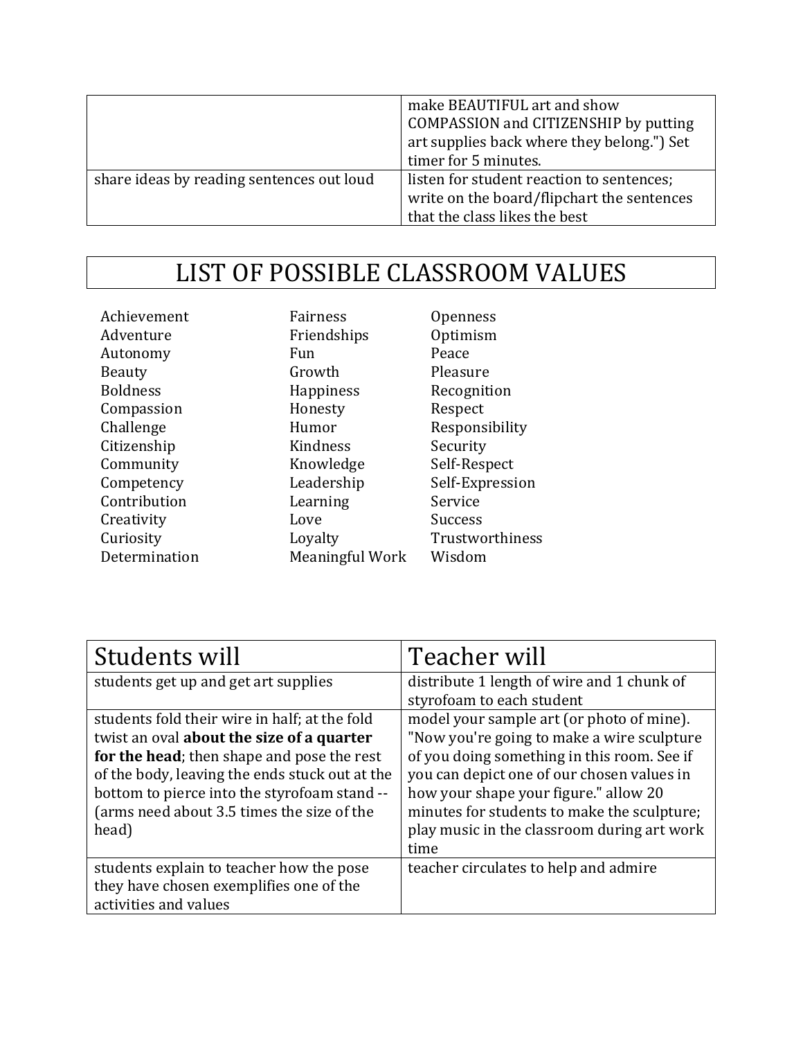| | |
|---|---|
| | make BEAUTIFUL art and show COMPASSION and CITIZENSHIP by putting art supplies back where they belong.") Set timer for 5 minutes. |
| share ideas by reading sentences out loud | listen for student reaction to sentences; write on the board/flipchart the sentences that the class likes the best |

# LIST OF POSSIBLE CLASSROOM VALUES

Achievement
Adventure
Autonomy
Beauty
Boldness
Compassion
Challenge
Citizenship
Community
Competency
Contribution
Creativity
Curiosity
Determination
Fairness
Friendships
Fun
Growth
Happiness
Honesty
Humor
Kindness
Knowledge
Leadership
Learning
Love
Loyalty
Meaningful Work
Openness
Optimism
Peace
Pleasure
Recognition
Respect
Responsibility
Security
Self-Respect
Self-Expression
Service
Success
Trustworthiness
Wisdom

| Students will | Teacher will |
|---|---|
| students get up and get art supplies | distribute 1 length of wire and 1 chunk of styrofoam to each student |
| students fold their wire in half; at the fold twist an oval **about the size of a quarter for the head**; then shape and pose the rest of the body, leaving the ends stuck out at the bottom to pierce into the styrofoam stand -- (arms need about 3.5 times the size of the head) | model your sample art (or photo of mine). "Now you're going to make a wire sculpture of you doing something in this room. See if you can depict one of our chosen values in how your shape your figure." allow 20 minutes for students to make the sculpture; play music in the classroom during art work time |
| students explain to teacher how the pose they have chosen exemplifies one of the activities and values | teacher circulates to help and admire |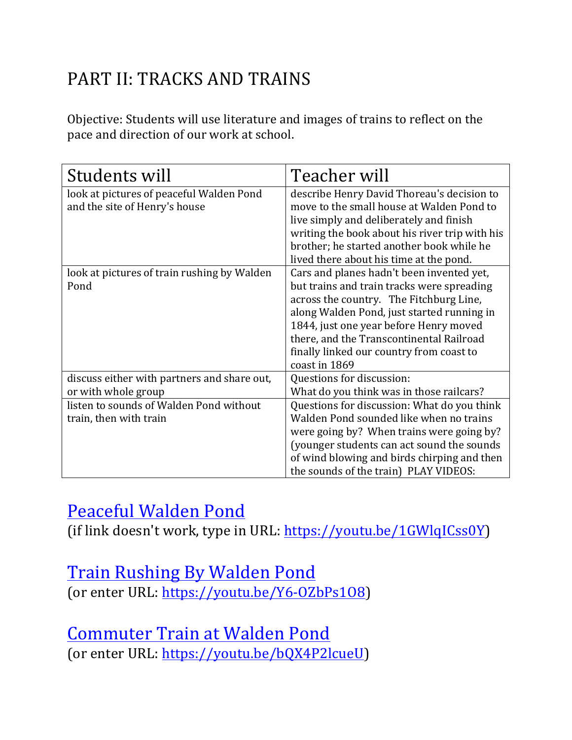# PART II: TRACKS AND TRAINS

Objective: Students will use literature and images of trains to reflect on the pace and direction of our work at school.

| Students will | Teacher will |
|---|---|
| look at pictures of peaceful Walden Pond and the site of Henry's house | describe Henry David Thoreau's decision to move to the small house at Walden Pond to live simply and deliberately and finish writing the book about his river trip with his brother; he started another book while he lived there about his time at the pond. |
| look at pictures of train rushing by Walden Pond | Cars and planes hadn't been invented yet, but trains and train tracks were spreading across the country. The Fitchburg Line, along Walden Pond, just started running in 1844, just one year before Henry moved there, and the Transcontinental Railroad finally linked our country from coast to coast in 1869 |
| discuss either with partners and share out, or with whole group | Questions for discussion:<br>What do you think was in those railcars? |
| listen to sounds of Walden Pond without train, then with train | Questions for discussion: What do you think Walden Pond sounded like when no trains were going by? When trains were going by? (younger students can act sound the sounds of wind blowing and birds chirping and then the sounds of the train) PLAY VIDEOS: |

## Peaceful Walden Pond

(if link doesn't work, type in URL: https://youtu.be/1GWlqICss0Y)

## Train Rushing By Walden Pond

(or enter URL: https://youtu.be/Y6-OZbPs1O8)

## Commuter Train at Walden Pond

(or enter URL: https://youtu.be/bQX4P2lcueU)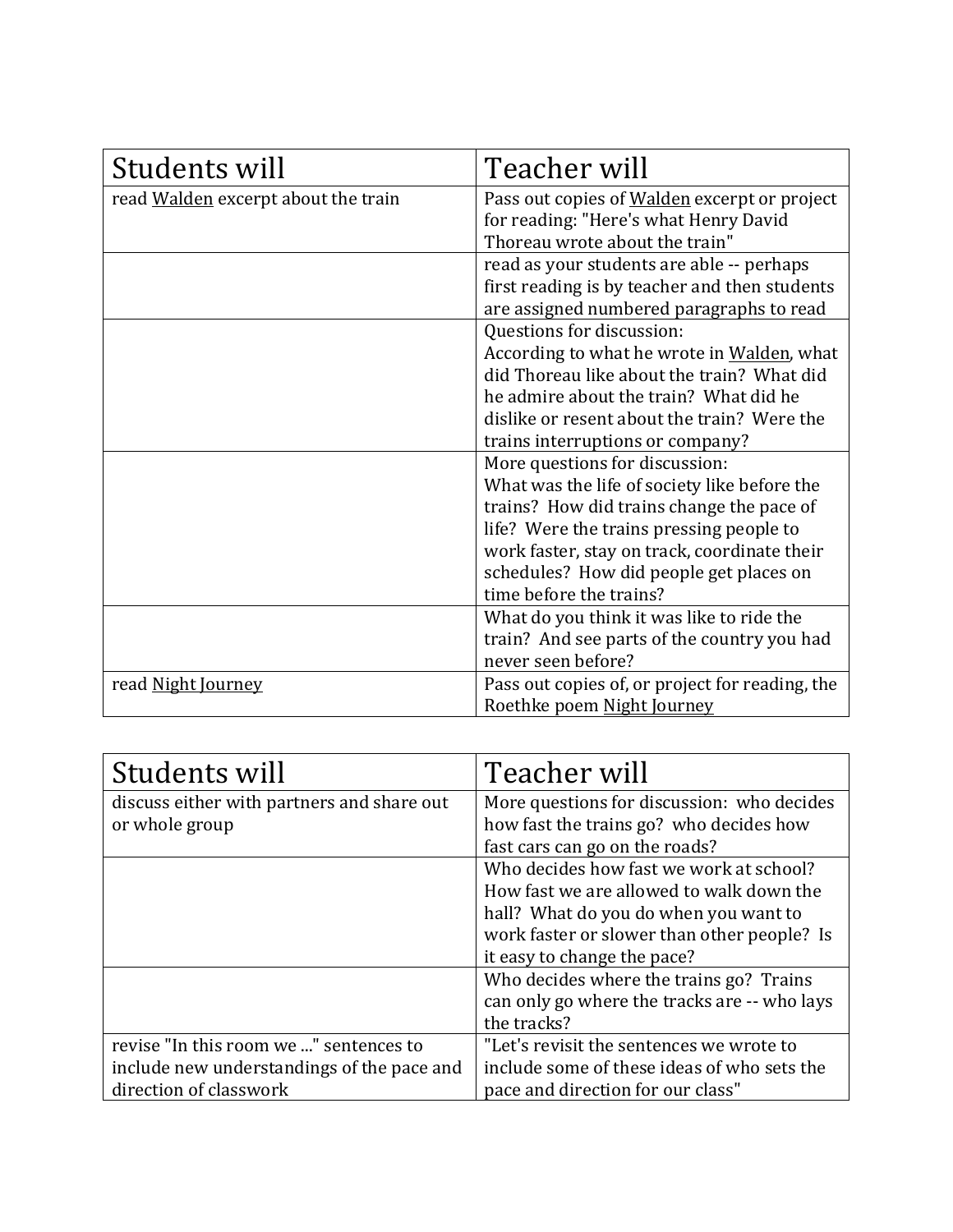| Students will | Teacher will |
|---|---|
| read Walden excerpt about the train | Pass out copies of Walden excerpt or project for reading: "Here's what Henry David Thoreau wrote about the train" |
| | read as your students are able -- perhaps first reading is by teacher and then students are assigned numbered paragraphs to read |
| | Questions for discussion: According to what he wrote in Walden, what did Thoreau like about the train? What did he admire about the train? What did he dislike or resent about the train? Were the trains interruptions or company? |
| | More questions for discussion: What was the life of society like before the trains? How did trains change the pace of life? Were the trains pressing people to work faster, stay on track, coordinate their schedules? How did people get places on time before the trains? |
| | What do you think it was like to ride the train? And see parts of the country you had never seen before? |
| read Night Journey | Pass out copies of, or project for reading, the Roethke poem Night Journey |

| Students will | Teacher will |
|---|---|
| discuss either with partners and share out or whole group | More questions for discussion: who decides how fast the trains go? who decides how fast cars can go on the roads? |
| | Who decides how fast we work at school? How fast we are allowed to walk down the hall? What do you do when you want to work faster or slower than other people? Is it easy to change the pace? |
| | Who decides where the trains go? Trains can only go where the tracks are -- who lays the tracks? |
| revise "In this room we ..." sentences to include new understandings of the pace and direction of classwork | "Let's revisit the sentences we wrote to include some of these ideas of who sets the pace and direction for our class" |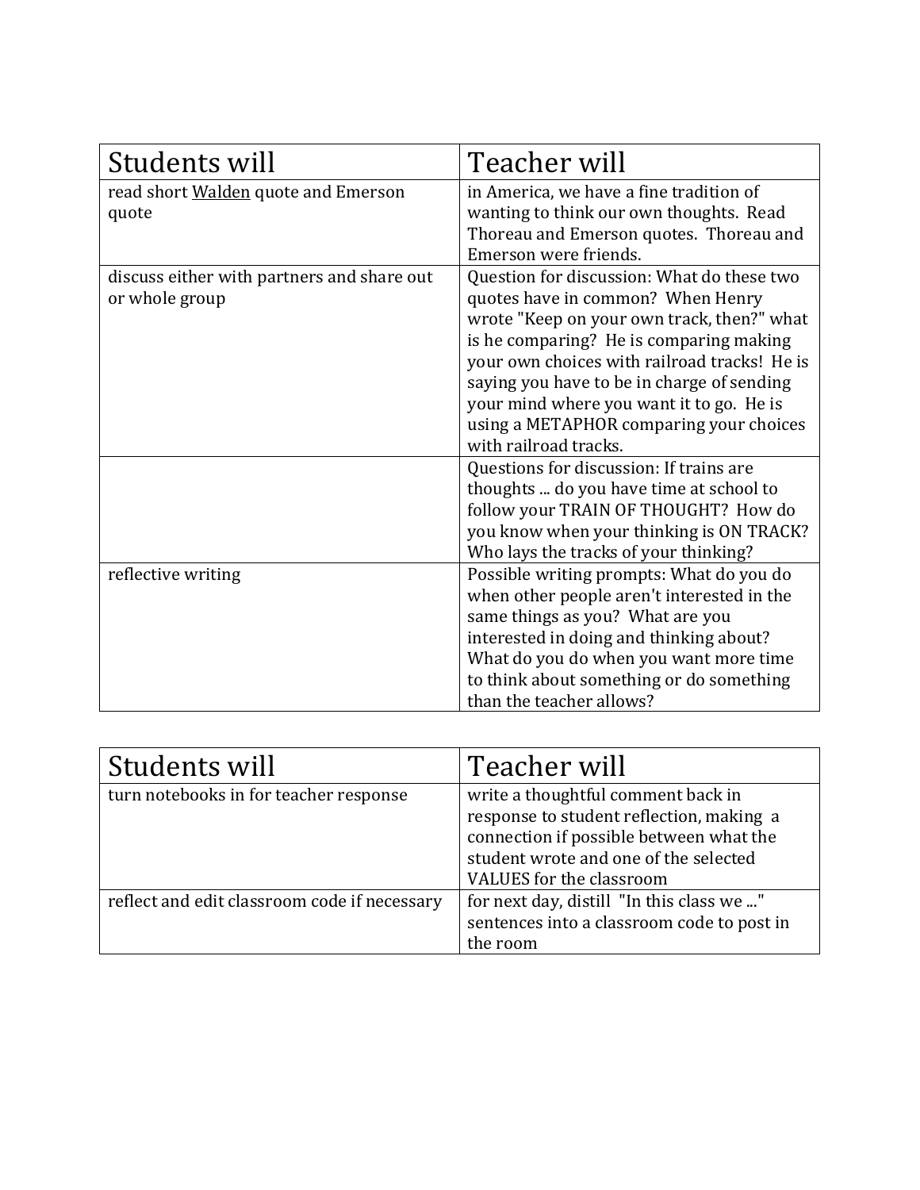| Students will | Teacher will |
|---|---|
| read short <u>Walden</u> quote and Emerson quote | in America, we have a fine tradition of wanting to think our own thoughts. Read Thoreau and Emerson quotes. Thoreau and Emerson were friends. |
| discuss either with partners and share out or whole group | Question for discussion: What do these two quotes have in common? When Henry wrote "Keep on your own track, then?" what is he comparing? He is comparing making your own choices with railroad tracks! He is saying you have to be in charge of sending your mind where you want it to go. He is using a METAPHOR comparing your choices with railroad tracks. |
| | Questions for discussion: If trains are thoughts ... do you have time at school to follow your TRAIN OF THOUGHT? How do you know when your thinking is ON TRACK? Who lays the tracks of your thinking? |
| reflective writing | Possible writing prompts: What do you do when other people aren't interested in the same things as you? What are you interested in doing and thinking about? What do you do when you want more time to think about something or do something than the teacher allows? |

| Students will | Teacher will |
|---|---|
| turn notebooks in for teacher response | write a thoughtful comment back in response to student reflection, making a connection if possible between what the student wrote and one of the selected VALUES for the classroom |
| reflect and edit classroom code if necessary | for next day, distill "In this class we ..." sentences into a classroom code to post in the room |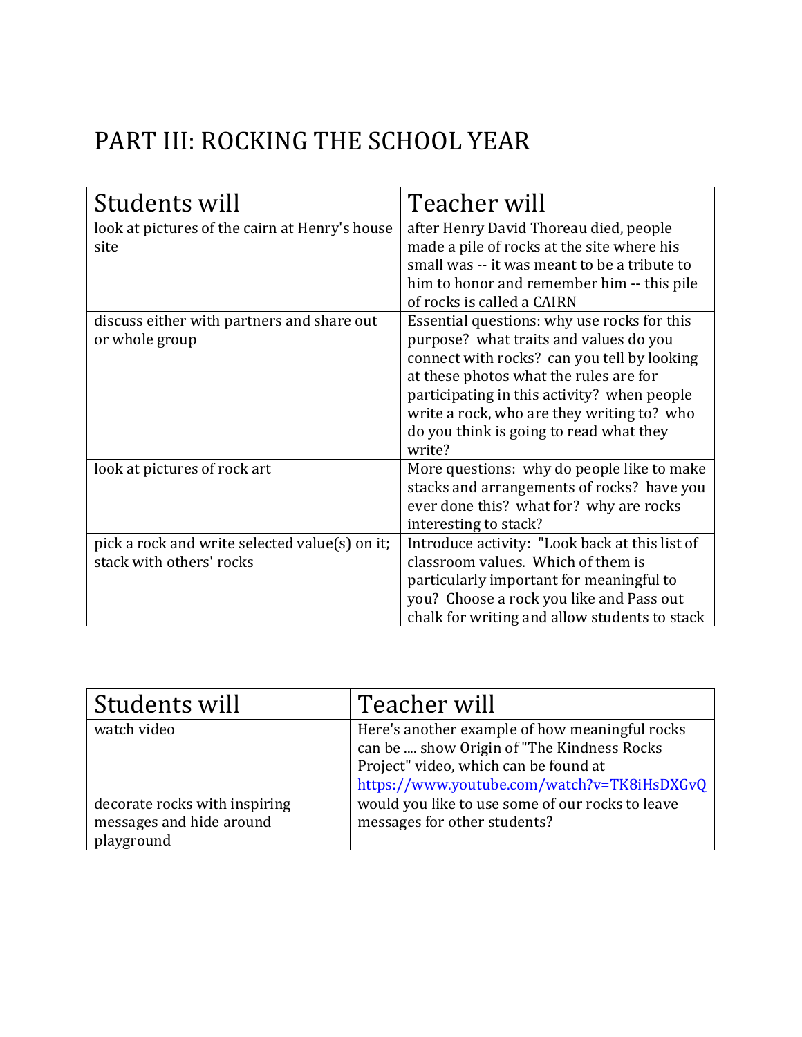# PART III: ROCKING THE SCHOOL YEAR

| Students will | Teacher will |
|---|---|
| look at pictures of the cairn at Henry's house site | after Henry David Thoreau died, people made a pile of rocks at the site where his small was -- it was meant to be a tribute to him to honor and remember him -- this pile of rocks is called a CAIRN |
| discuss either with partners and share out or whole group | Essential questions: why use rocks for this purpose? what traits and values do you connect with rocks? can you tell by looking at these photos what the rules are for participating in this activity? when people write a rock, who are they writing to? who do you think is going to read what they write? |
| look at pictures of rock art | More questions: why do people like to make stacks and arrangements of rocks? have you ever done this? what for? why are rocks interesting to stack? |
| pick a rock and write selected value(s) on it; stack with others' rocks | Introduce activity: "Look back at this list of classroom values. Which of them is particularly important for meaningful to you? Choose a rock you like and Pass out chalk for writing and allow students to stack |

| Students will | Teacher will |
|---|---|
| watch video | Here's another example of how meaningful rocks can be .... show Origin of "The Kindness Rocks Project" video, which can be found at [https://www.youtube.com/watch?v=TK8iHsDXGvQ](https://www.youtube.com/watch?v=TK8iHsDXGvQ) |
| decorate rocks with inspiring messages and hide around playground | would you like to use some of our rocks to leave messages for other students? |